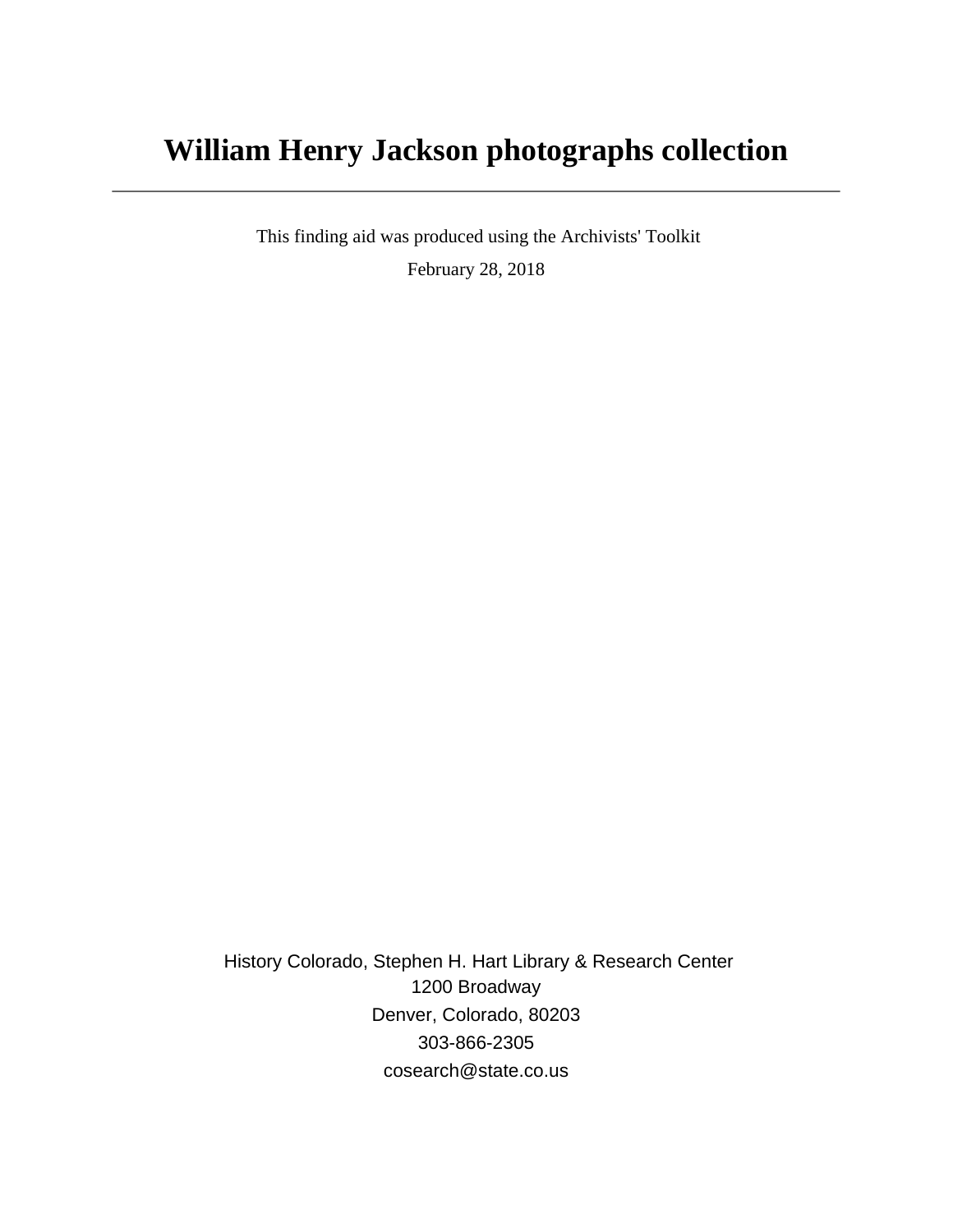# William Henry Jackson photographs collection

---

This finding aid was produced using the Archivists' Toolkit

February 28, 2018

History Colorado, Stephen H. Hart Library & Research Center
1200 Broadway
Denver, Colorado, 80203
303-866-2305
cosearch@state.co.us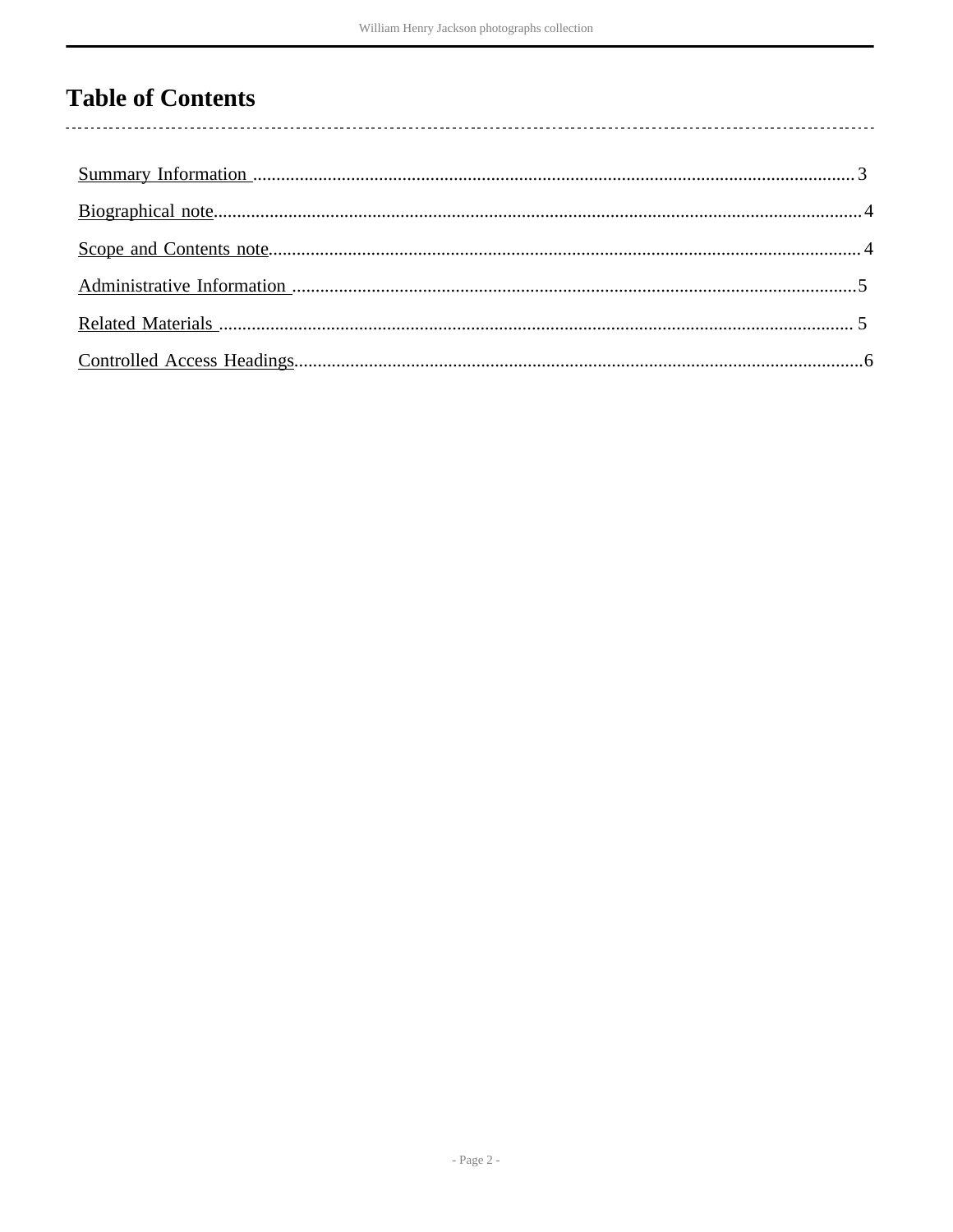# Table of Contents

Summary Information ................................................................ 3

Biographical note ................................................................ 4

Scope and Contents note ................................................................ 4

Administrative Information ................................................................ 5

Related Materials ................................................................ 5

Controlled Access Headings ................................................................ 6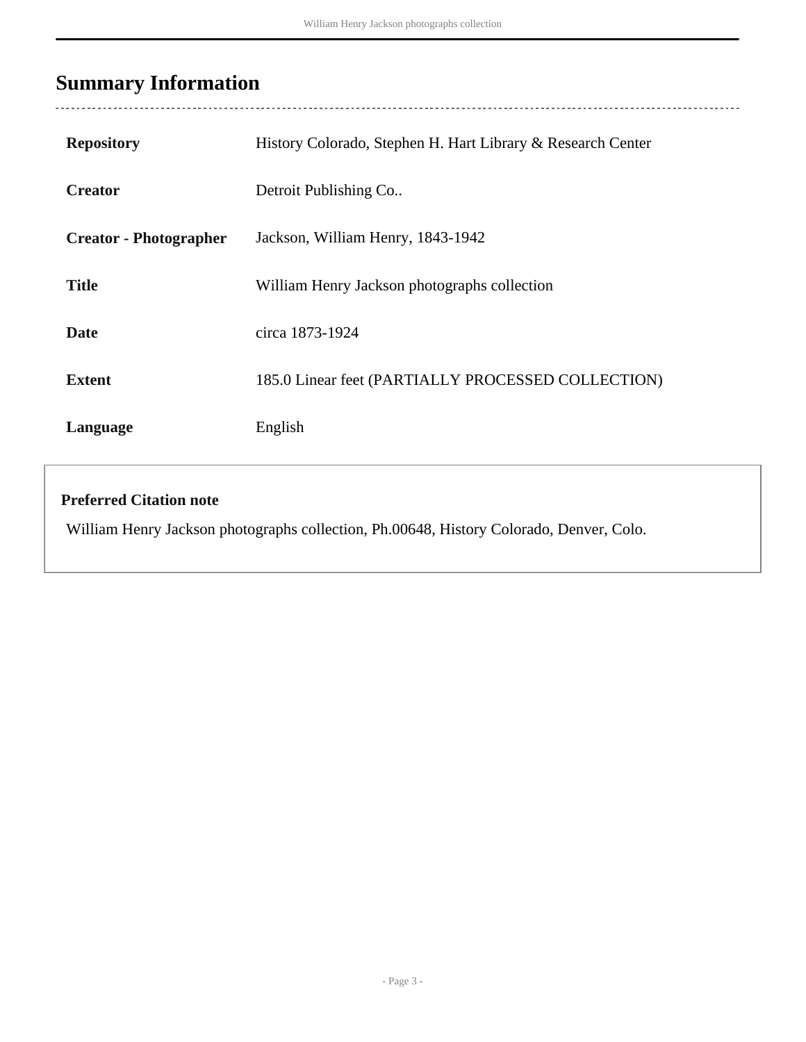## Summary Information

| | |
|---|---|
| **Repository** | History Colorado, Stephen H. Hart Library & Research Center |
| **Creator** | Detroit Publishing Co.. |
| **Creator - Photographer** | Jackson, William Henry, 1843-1942 |
| **Title** | William Henry Jackson photographs collection |
| **Date** | circa 1873-1924 |
| **Extent** | 185.0 Linear feet (PARTIALLY PROCESSED COLLECTION) |
| **Language** | English |

**Preferred Citation note**

William Henry Jackson photographs collection, Ph.00648, History Colorado, Denver, Colo.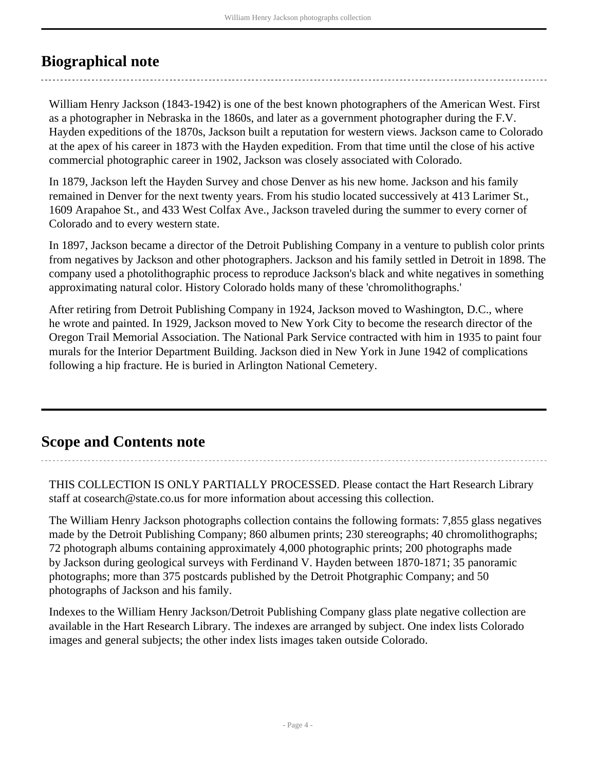## Biographical note

William Henry Jackson (1843-1942) is one of the best known photographers of the American West. First as a photographer in Nebraska in the 1860s, and later as a government photographer during the F.V. Hayden expeditions of the 1870s, Jackson built a reputation for western views. Jackson came to Colorado at the apex of his career in 1873 with the Hayden expedition. From that time until the close of his active commercial photographic career in 1902, Jackson was closely associated with Colorado.

In 1879, Jackson left the Hayden Survey and chose Denver as his new home. Jackson and his family remained in Denver for the next twenty years. From his studio located successively at 413 Larimer St., 1609 Arapahoe St., and 433 West Colfax Ave., Jackson traveled during the summer to every corner of Colorado and to every western state.

In 1897, Jackson became a director of the Detroit Publishing Company in a venture to publish color prints from negatives by Jackson and other photographers. Jackson and his family settled in Detroit in 1898. The company used a photolithographic process to reproduce Jackson's black and white negatives in something approximating natural color. History Colorado holds many of these 'chromolithographs.'

After retiring from Detroit Publishing Company in 1924, Jackson moved to Washington, D.C., where he wrote and painted. In 1929, Jackson moved to New York City to become the research director of the Oregon Trail Memorial Association. The National Park Service contracted with him in 1935 to paint four murals for the Interior Department Building. Jackson died in New York in June 1942 of complications following a hip fracture. He is buried in Arlington National Cemetery.

## Scope and Contents note

THIS COLLECTION IS ONLY PARTIALLY PROCESSED. Please contact the Hart Research Library staff at cosearch@state.co.us for more information about accessing this collection.

The William Henry Jackson photographs collection contains the following formats: 7,855 glass negatives made by the Detroit Publishing Company; 860 albumen prints; 230 stereographs; 40 chromolithographs; 72 photograph albums containing approximately 4,000 photographic prints; 200 photographs made by Jackson during geological surveys with Ferdinand V. Hayden between 1870-1871; 35 panoramic photographs; more than 375 postcards published by the Detroit Photgraphic Company; and 50 photographs of Jackson and his family.

Indexes to the William Henry Jackson/Detroit Publishing Company glass plate negative collection are available in the Hart Research Library. The indexes are arranged by subject. One index lists Colorado images and general subjects; the other index lists images taken outside Colorado.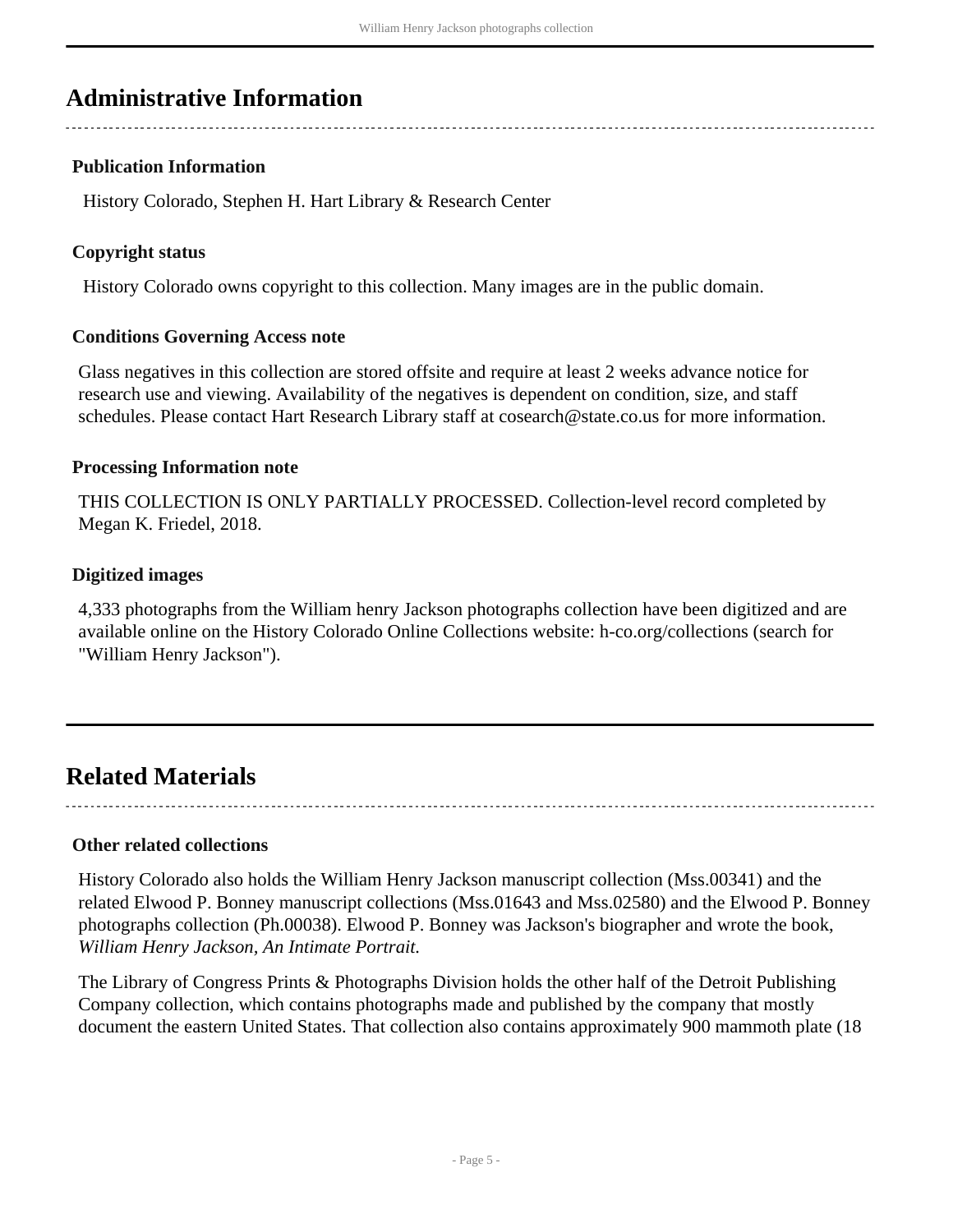## Administrative Information

### Publication Information

History Colorado, Stephen H. Hart Library & Research Center

### Copyright status

History Colorado owns copyright to this collection. Many images are in the public domain.

### Conditions Governing Access note

Glass negatives in this collection are stored offsite and require at least 2 weeks advance notice for research use and viewing. Availability of the negatives is dependent on condition, size, and staff schedules. Please contact Hart Research Library staff at cosearch@state.co.us for more information.

### Processing Information note

THIS COLLECTION IS ONLY PARTIALLY PROCESSED. Collection-level record completed by Megan K. Friedel, 2018.

### Digitized images

4,333 photographs from the William henry Jackson photographs collection have been digitized and are available online on the History Colorado Online Collections website: h-co.org/collections (search for "William Henry Jackson").

## Related Materials

### Other related collections

History Colorado also holds the William Henry Jackson manuscript collection (Mss.00341) and the related Elwood P. Bonney manuscript collections (Mss.01643 and Mss.02580) and the Elwood P. Bonney photographs collection (Ph.00038). Elwood P. Bonney was Jackson's biographer and wrote the book, *William Henry Jackson, An Intimate Portrait.*

The Library of Congress Prints & Photographs Division holds the other half of the Detroit Publishing Company collection, which contains photographs made and published by the company that mostly document the eastern United States. That collection also contains approximately 900 mammoth plate (18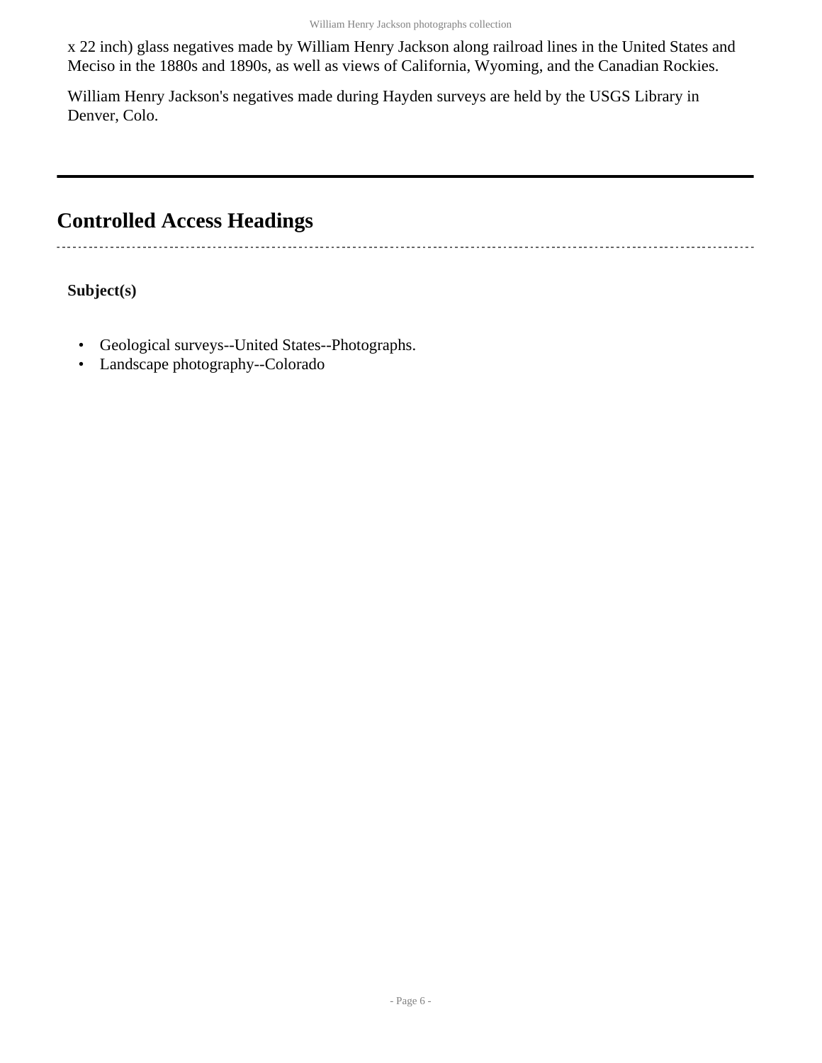x 22 inch) glass negatives made by William Henry Jackson along railroad lines in the United States and Meciso in the 1880s and 1890s, as well as views of California, Wyoming, and the Canadian Rockies.

William Henry Jackson's negatives made during Hayden surveys are held by the USGS Library in Denver, Colo.

## Controlled Access Headings

**Subject(s)**

- Geological surveys--United States--Photographs.
- Landscape photography--Colorado